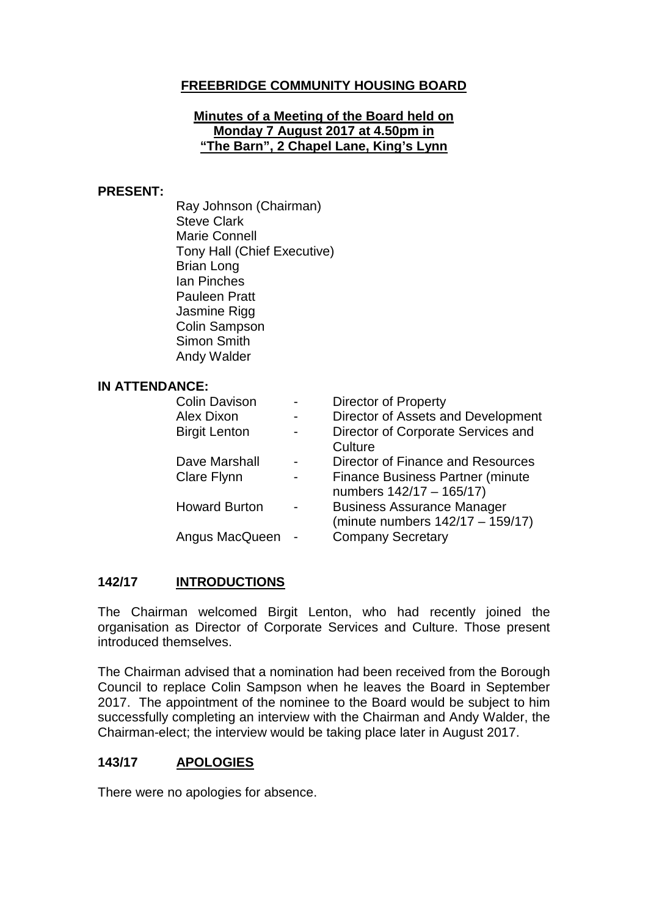# FREEBRIDGE COMMUNITY HOUSING BOARD

## Minutes of a Meeting of the Board held on Monday 7 August 2017 at 4.50pm in "The Barn", 2 Chapel Lane, King's Lynn

**PRESENT:**

Ray Johnson (Chairman)
Steve Clark
Marie Connell
Tony Hall (Chief Executive)
Brian Long
Ian Pinches
Pauleen Pratt
Jasmine Rigg
Colin Sampson
Simon Smith
Andy Walder

**IN ATTENDANCE:**

| | | |
|---|---|---|
| Colin Davison | - | Director of Property |
| Alex Dixon | - | Director of Assets and Development |
| Birgit Lenton | - | Director of Corporate Services and Culture |
| Dave Marshall | - | Director of Finance and Resources |
| Clare Flynn | - | Finance Business Partner (minute numbers 142/17 – 165/17) |
| Howard Burton | - | Business Assurance Manager (minute numbers 142/17 – 159/17) |
| Angus MacQueen | - | Company Secretary |

### 142/17 INTRODUCTIONS

The Chairman welcomed Birgit Lenton, who had recently joined the organisation as Director of Corporate Services and Culture. Those present introduced themselves.

The Chairman advised that a nomination had been received from the Borough Council to replace Colin Sampson when he leaves the Board in September 2017. The appointment of the nominee to the Board would be subject to him successfully completing an interview with the Chairman and Andy Walder, the Chairman-elect; the interview would be taking place later in August 2017.

### 143/17 APOLOGIES

There were no apologies for absence.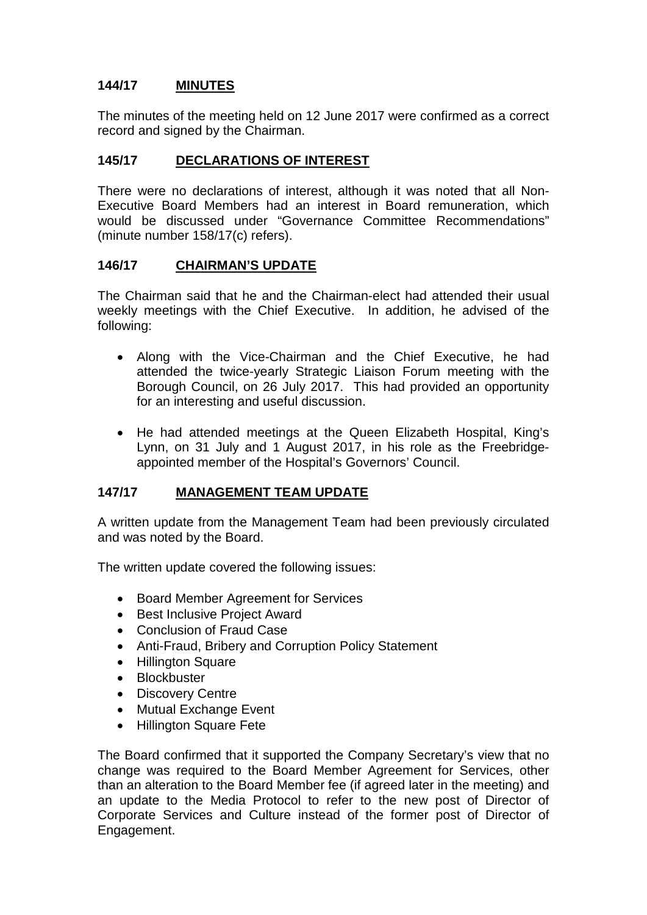## 144/17 MINUTES

The minutes of the meeting held on 12 June 2017 were confirmed as a correct record and signed by the Chairman.

## 145/17 DECLARATIONS OF INTEREST

There were no declarations of interest, although it was noted that all Non-Executive Board Members had an interest in Board remuneration, which would be discussed under "Governance Committee Recommendations" (minute number 158/17(c) refers).

## 146/17 CHAIRMAN'S UPDATE

The Chairman said that he and the Chairman-elect had attended their usual weekly meetings with the Chief Executive. In addition, he advised of the following:

- Along with the Vice-Chairman and the Chief Executive, he had attended the twice-yearly Strategic Liaison Forum meeting with the Borough Council, on 26 July 2017. This had provided an opportunity for an interesting and useful discussion.
- He had attended meetings at the Queen Elizabeth Hospital, King's Lynn, on 31 July and 1 August 2017, in his role as the Freebridge-appointed member of the Hospital's Governors' Council.

## 147/17 MANAGEMENT TEAM UPDATE

A written update from the Management Team had been previously circulated and was noted by the Board.

The written update covered the following issues:

- Board Member Agreement for Services
- Best Inclusive Project Award
- Conclusion of Fraud Case
- Anti-Fraud, Bribery and Corruption Policy Statement
- Hillington Square
- Blockbuster
- Discovery Centre
- Mutual Exchange Event
- Hillington Square Fete

The Board confirmed that it supported the Company Secretary's view that no change was required to the Board Member Agreement for Services, other than an alteration to the Board Member fee (if agreed later in the meeting) and an update to the Media Protocol to refer to the new post of Director of Corporate Services and Culture instead of the former post of Director of Engagement.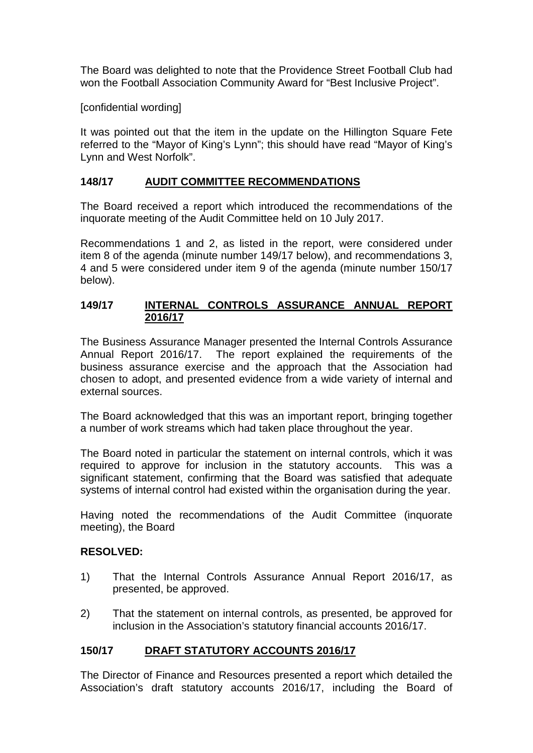The Board was delighted to note that the Providence Street Football Club had won the Football Association Community Award for "Best Inclusive Project".

[confidential wording]

It was pointed out that the item in the update on the Hillington Square Fete referred to the "Mayor of King's Lynn"; this should have read "Mayor of King's Lynn and West Norfolk".

## 148/17 AUDIT COMMITTEE RECOMMENDATIONS

The Board received a report which introduced the recommendations of the inquorate meeting of the Audit Committee held on 10 July 2017.

Recommendations 1 and 2, as listed in the report, were considered under item 8 of the agenda (minute number 149/17 below), and recommendations 3, 4 and 5 were considered under item 9 of the agenda (minute number 150/17 below).

## 149/17 INTERNAL CONTROLS ASSURANCE ANNUAL REPORT 2016/17

The Business Assurance Manager presented the Internal Controls Assurance Annual Report 2016/17. The report explained the requirements of the business assurance exercise and the approach that the Association had chosen to adopt, and presented evidence from a wide variety of internal and external sources.

The Board acknowledged that this was an important report, bringing together a number of work streams which had taken place throughout the year.

The Board noted in particular the statement on internal controls, which it was required to approve for inclusion in the statutory accounts. This was a significant statement, confirming that the Board was satisfied that adequate systems of internal control had existed within the organisation during the year.

Having noted the recommendations of the Audit Committee (inquorate meeting), the Board

**RESOLVED:**

1) That the Internal Controls Assurance Annual Report 2016/17, as presented, be approved.
2) That the statement on internal controls, as presented, be approved for inclusion in the Association's statutory financial accounts 2016/17.

## 150/17 DRAFT STATUTORY ACCOUNTS 2016/17

The Director of Finance and Resources presented a report which detailed the Association's draft statutory accounts 2016/17, including the Board of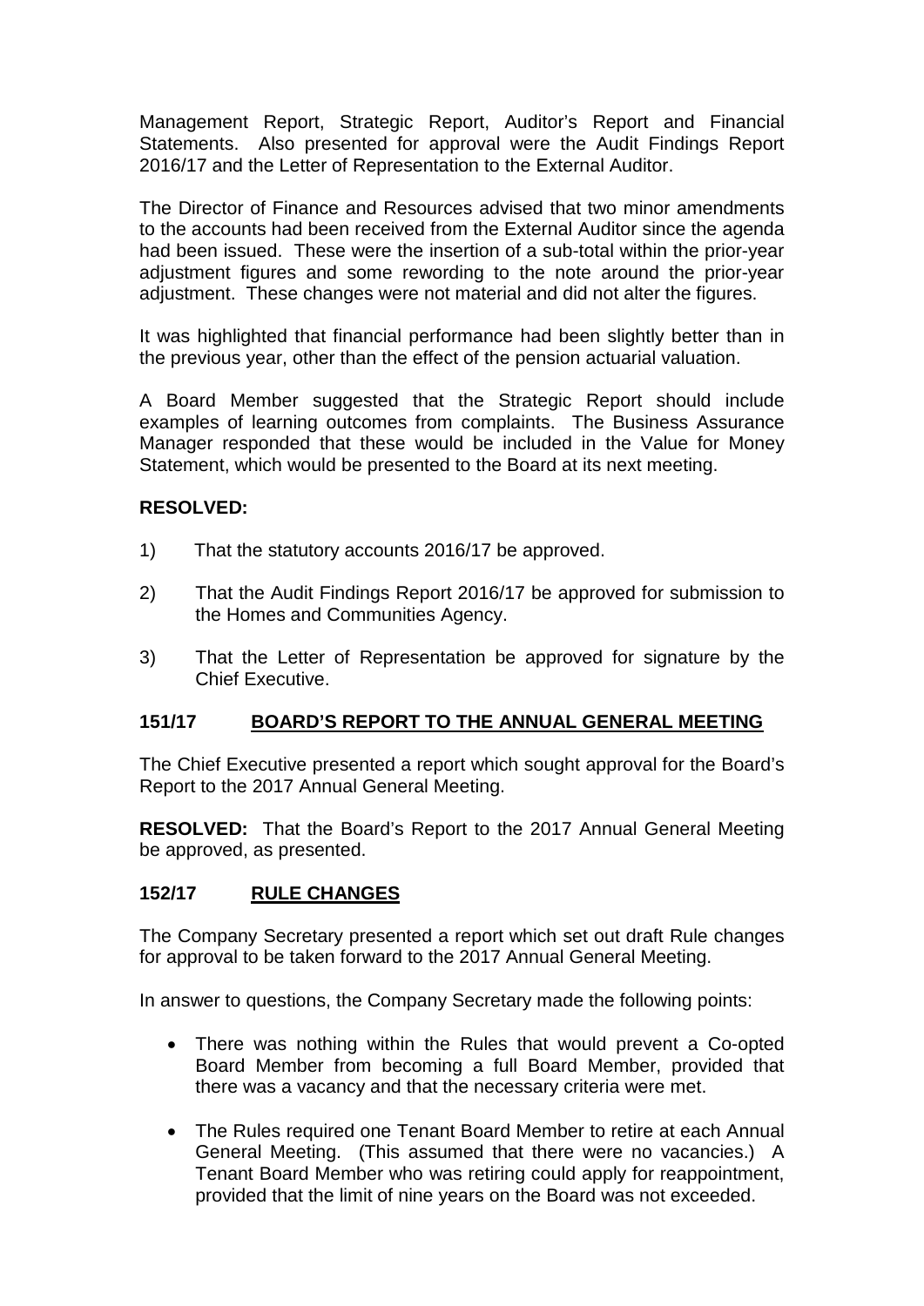Management Report, Strategic Report, Auditor's Report and Financial Statements. Also presented for approval were the Audit Findings Report 2016/17 and the Letter of Representation to the External Auditor.

The Director of Finance and Resources advised that two minor amendments to the accounts had been received from the External Auditor since the agenda had been issued. These were the insertion of a sub-total within the prior-year adjustment figures and some rewording to the note around the prior-year adjustment. These changes were not material and did not alter the figures.

It was highlighted that financial performance had been slightly better than in the previous year, other than the effect of the pension actuarial valuation.

A Board Member suggested that the Strategic Report should include examples of learning outcomes from complaints. The Business Assurance Manager responded that these would be included in the Value for Money Statement, which would be presented to the Board at its next meeting.

**RESOLVED:**

1) That the statutory accounts 2016/17 be approved.

2) That the Audit Findings Report 2016/17 be approved for submission to the Homes and Communities Agency.

3) That the Letter of Representation be approved for signature by the Chief Executive.

## 151/17 BOARD'S REPORT TO THE ANNUAL GENERAL MEETING

The Chief Executive presented a report which sought approval for the Board's Report to the 2017 Annual General Meeting.

**RESOLVED:** That the Board's Report to the 2017 Annual General Meeting be approved, as presented.

## 152/17 RULE CHANGES

The Company Secretary presented a report which set out draft Rule changes for approval to be taken forward to the 2017 Annual General Meeting.

In answer to questions, the Company Secretary made the following points:

- There was nothing within the Rules that would prevent a Co-opted Board Member from becoming a full Board Member, provided that there was a vacancy and that the necessary criteria were met.
- The Rules required one Tenant Board Member to retire at each Annual General Meeting. (This assumed that there were no vacancies.) A Tenant Board Member who was retiring could apply for reappointment, provided that the limit of nine years on the Board was not exceeded.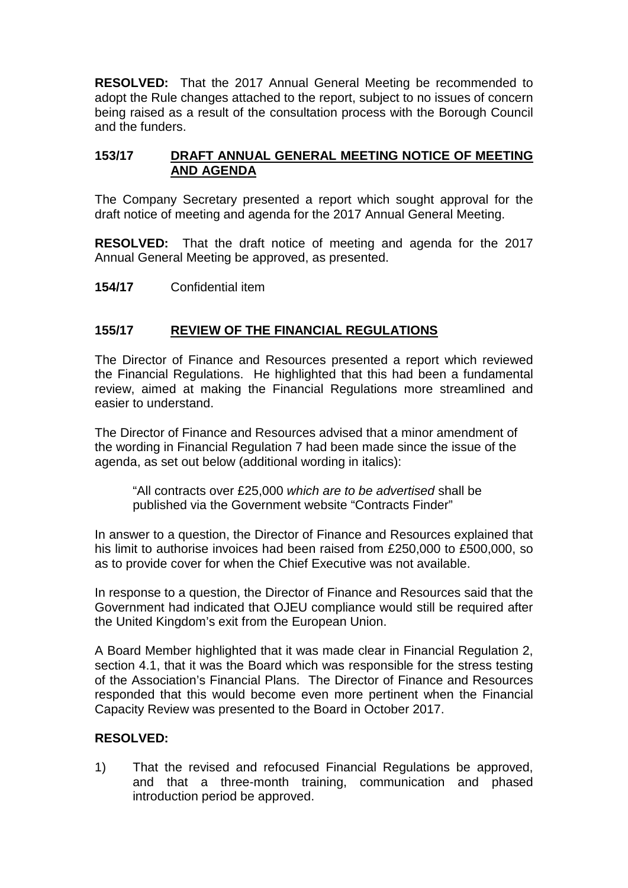**RESOLVED:** That the 2017 Annual General Meeting be recommended to adopt the Rule changes attached to the report, subject to no issues of concern being raised as a result of the consultation process with the Borough Council and the funders.

**153/17** **DRAFT ANNUAL GENERAL MEETING NOTICE OF MEETING AND AGENDA**

The Company Secretary presented a report which sought approval for the draft notice of meeting and agenda for the 2017 Annual General Meeting.

**RESOLVED:** That the draft notice of meeting and agenda for the 2017 Annual General Meeting be approved, as presented.

**154/17** Confidential item

**155/17** **REVIEW OF THE FINANCIAL REGULATIONS**

The Director of Finance and Resources presented a report which reviewed the Financial Regulations. He highlighted that this had been a fundamental review, aimed at making the Financial Regulations more streamlined and easier to understand.

The Director of Finance and Resources advised that a minor amendment of the wording in Financial Regulation 7 had been made since the issue of the agenda, as set out below (additional wording in italics):

> "All contracts over £25,000 *which are to be advertised* shall be published via the Government website "Contracts Finder"

In answer to a question, the Director of Finance and Resources explained that his limit to authorise invoices had been raised from £250,000 to £500,000, so as to provide cover for when the Chief Executive was not available.

In response to a question, the Director of Finance and Resources said that the Government had indicated that OJEU compliance would still be required after the United Kingdom's exit from the European Union.

A Board Member highlighted that it was made clear in Financial Regulation 2, section 4.1, that it was the Board which was responsible for the stress testing of the Association's Financial Plans. The Director of Finance and Resources responded that this would become even more pertinent when the Financial Capacity Review was presented to the Board in October 2017.

**RESOLVED:**

1) That the revised and refocused Financial Regulations be approved, and that a three-month training, communication and phased introduction period be approved.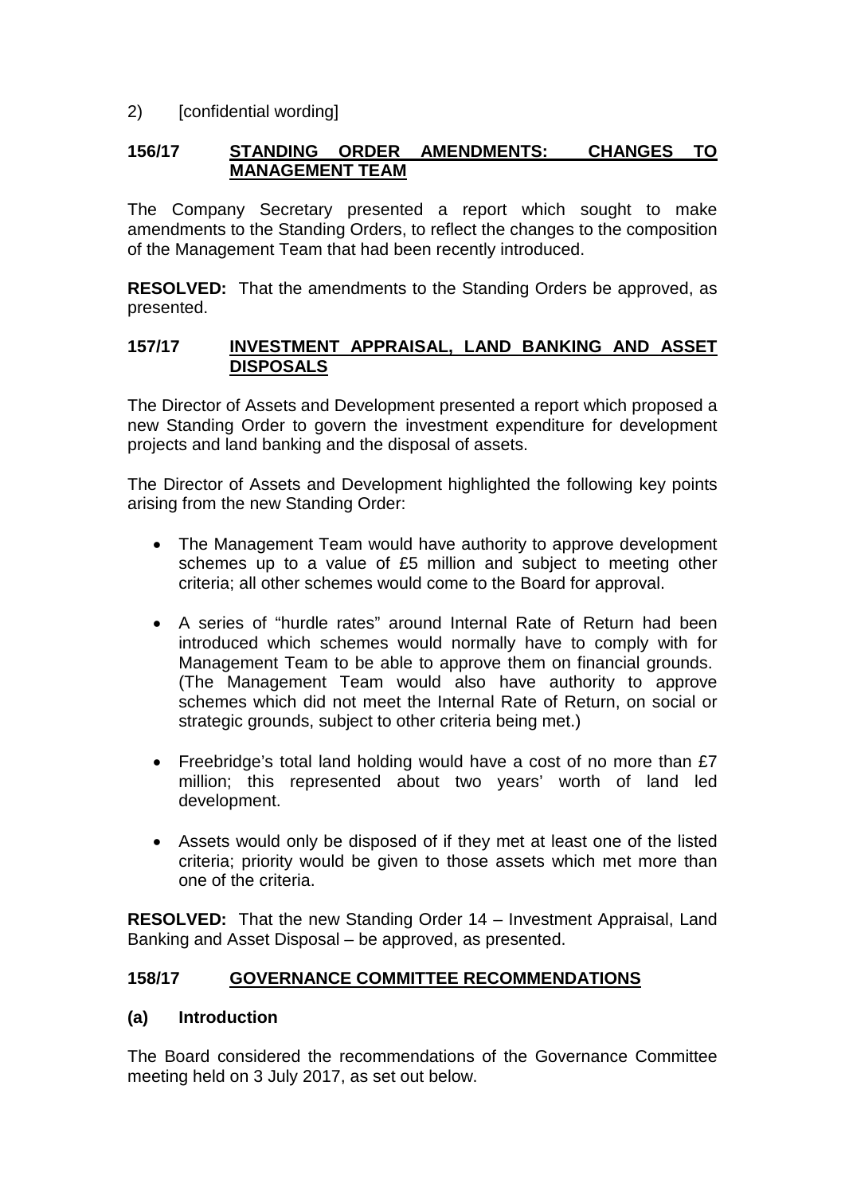2) [confidential wording]

**156/17 STANDING ORDER AMENDMENTS: CHANGES TO MANAGEMENT TEAM**

The Company Secretary presented a report which sought to make amendments to the Standing Orders, to reflect the changes to the composition of the Management Team that had been recently introduced.

**RESOLVED:** That the amendments to the Standing Orders be approved, as presented.

**157/17 INVESTMENT APPRAISAL, LAND BANKING AND ASSET DISPOSALS**

The Director of Assets and Development presented a report which proposed a new Standing Order to govern the investment expenditure for development projects and land banking and the disposal of assets.

The Director of Assets and Development highlighted the following key points arising from the new Standing Order:

- The Management Team would have authority to approve development schemes up to a value of £5 million and subject to meeting other criteria; all other schemes would come to the Board for approval.
- A series of "hurdle rates" around Internal Rate of Return had been introduced which schemes would normally have to comply with for Management Team to be able to approve them on financial grounds. (The Management Team would also have authority to approve schemes which did not meet the Internal Rate of Return, on social or strategic grounds, subject to other criteria being met.)
- Freebridge's total land holding would have a cost of no more than £7 million; this represented about two years' worth of land led development.
- Assets would only be disposed of if they met at least one of the listed criteria; priority would be given to those assets which met more than one of the criteria.

**RESOLVED:** That the new Standing Order 14 – Investment Appraisal, Land Banking and Asset Disposal – be approved, as presented.

**158/17 GOVERNANCE COMMITTEE RECOMMENDATIONS**

**(a) Introduction**

The Board considered the recommendations of the Governance Committee meeting held on 3 July 2017, as set out below.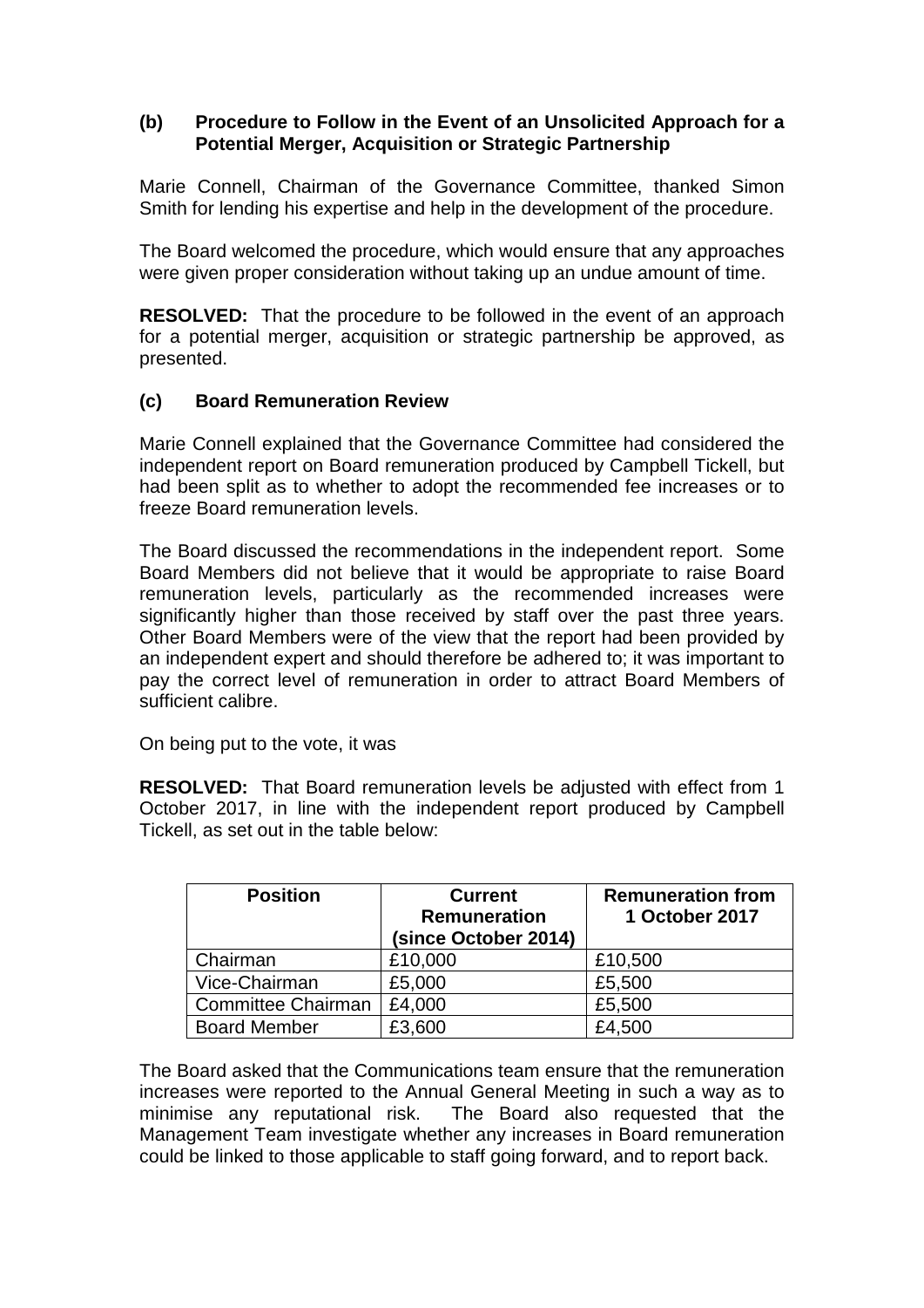### (b) Procedure to Follow in the Event of an Unsolicited Approach for a Potential Merger, Acquisition or Strategic Partnership

Marie Connell, Chairman of the Governance Committee, thanked Simon Smith for lending his expertise and help in the development of the procedure.

The Board welcomed the procedure, which would ensure that any approaches were given proper consideration without taking up an undue amount of time.

**RESOLVED:** That the procedure to be followed in the event of an approach for a potential merger, acquisition or strategic partnership be approved, as presented.

### (c) Board Remuneration Review

Marie Connell explained that the Governance Committee had considered the independent report on Board remuneration produced by Campbell Tickell, but had been split as to whether to adopt the recommended fee increases or to freeze Board remuneration levels.

The Board discussed the recommendations in the independent report. Some Board Members did not believe that it would be appropriate to raise Board remuneration levels, particularly as the recommended increases were significantly higher than those received by staff over the past three years. Other Board Members were of the view that the report had been provided by an independent expert and should therefore be adhered to; it was important to pay the correct level of remuneration in order to attract Board Members of sufficient calibre.

On being put to the vote, it was

**RESOLVED:** That Board remuneration levels be adjusted with effect from 1 October 2017, in line with the independent report produced by Campbell Tickell, as set out in the table below:

| Position | Current Remuneration (since October 2014) | Remuneration from 1 October 2017 |
|---|---|---|
| Chairman | £10,000 | £10,500 |
| Vice-Chairman | £5,000 | £5,500 |
| Committee Chairman | £4,000 | £5,500 |
| Board Member | £3,600 | £4,500 |

The Board asked that the Communications team ensure that the remuneration increases were reported to the Annual General Meeting in such a way as to minimise any reputational risk. The Board also requested that the Management Team investigate whether any increases in Board remuneration could be linked to those applicable to staff going forward, and to report back.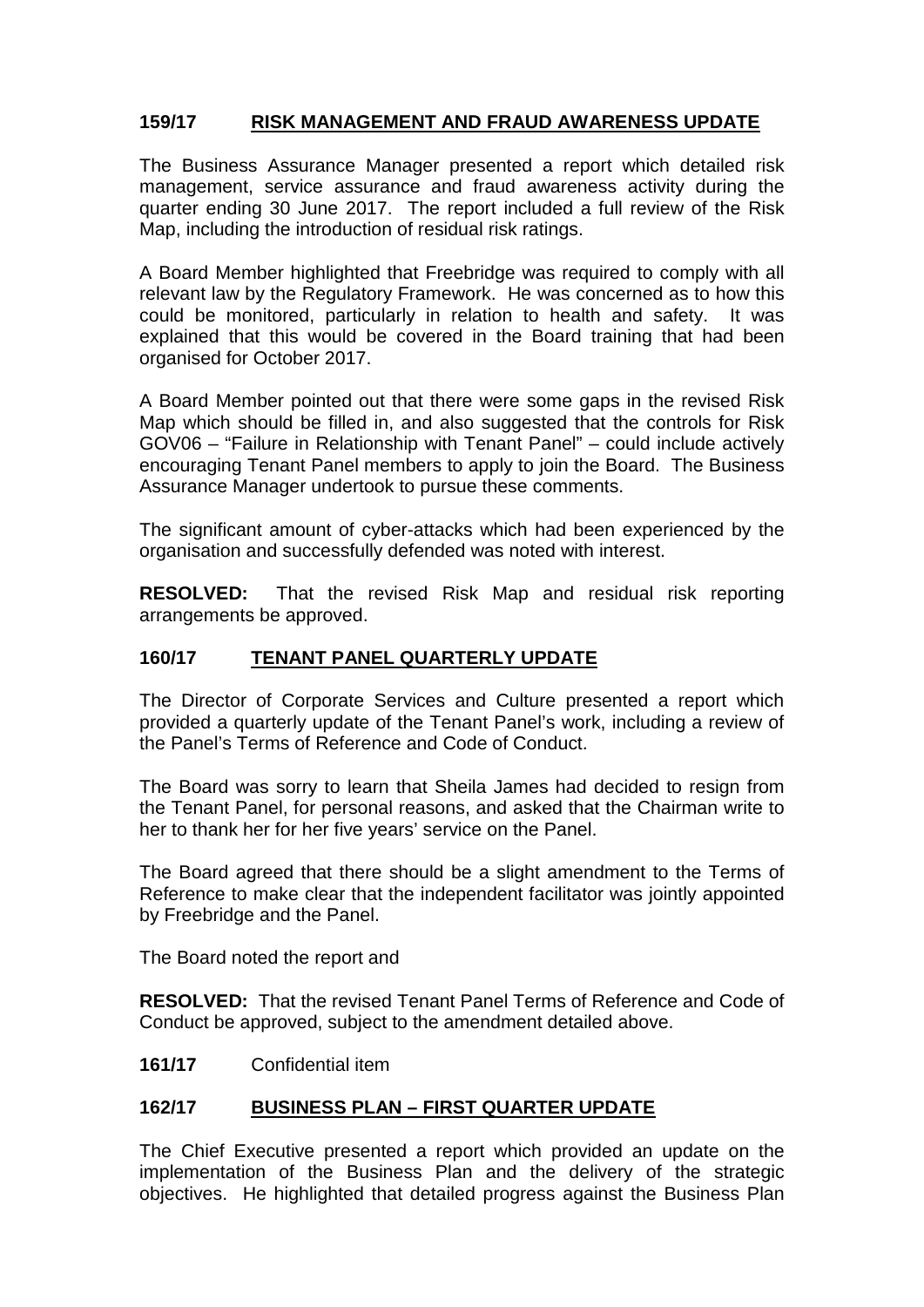## 159/17 RISK MANAGEMENT AND FRAUD AWARENESS UPDATE

The Business Assurance Manager presented a report which detailed risk management, service assurance and fraud awareness activity during the quarter ending 30 June 2017. The report included a full review of the Risk Map, including the introduction of residual risk ratings.

A Board Member highlighted that Freebridge was required to comply with all relevant law by the Regulatory Framework. He was concerned as to how this could be monitored, particularly in relation to health and safety. It was explained that this would be covered in the Board training that had been organised for October 2017.

A Board Member pointed out that there were some gaps in the revised Risk Map which should be filled in, and also suggested that the controls for Risk GOV06 – "Failure in Relationship with Tenant Panel" – could include actively encouraging Tenant Panel members to apply to join the Board. The Business Assurance Manager undertook to pursue these comments.

The significant amount of cyber-attacks which had been experienced by the organisation and successfully defended was noted with interest.

**RESOLVED:** That the revised Risk Map and residual risk reporting arrangements be approved.

## 160/17 TENANT PANEL QUARTERLY UPDATE

The Director of Corporate Services and Culture presented a report which provided a quarterly update of the Tenant Panel's work, including a review of the Panel's Terms of Reference and Code of Conduct.

The Board was sorry to learn that Sheila James had decided to resign from the Tenant Panel, for personal reasons, and asked that the Chairman write to her to thank her for her five years' service on the Panel.

The Board agreed that there should be a slight amendment to the Terms of Reference to make clear that the independent facilitator was jointly appointed by Freebridge and the Panel.

The Board noted the report and

**RESOLVED:** That the revised Tenant Panel Terms of Reference and Code of Conduct be approved, subject to the amendment detailed above.

**161/17** Confidential item

## 162/17 BUSINESS PLAN – FIRST QUARTER UPDATE

The Chief Executive presented a report which provided an update on the implementation of the Business Plan and the delivery of the strategic objectives. He highlighted that detailed progress against the Business Plan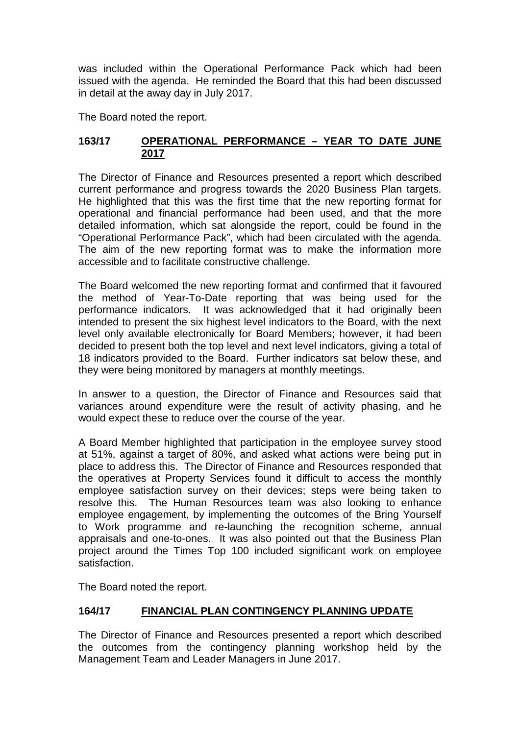was included within the Operational Performance Pack which had been issued with the agenda. He reminded the Board that this had been discussed in detail at the away day in July 2017.

The Board noted the report.

## 163/17 OPERATIONAL PERFORMANCE – YEAR TO DATE JUNE 2017

The Director of Finance and Resources presented a report which described current performance and progress towards the 2020 Business Plan targets. He highlighted that this was the first time that the new reporting format for operational and financial performance had been used, and that the more detailed information, which sat alongside the report, could be found in the "Operational Performance Pack", which had been circulated with the agenda. The aim of the new reporting format was to make the information more accessible and to facilitate constructive challenge.

The Board welcomed the new reporting format and confirmed that it favoured the method of Year-To-Date reporting that was being used for the performance indicators. It was acknowledged that it had originally been intended to present the six highest level indicators to the Board, with the next level only available electronically for Board Members; however, it had been decided to present both the top level and next level indicators, giving a total of 18 indicators provided to the Board. Further indicators sat below these, and they were being monitored by managers at monthly meetings.

In answer to a question, the Director of Finance and Resources said that variances around expenditure were the result of activity phasing, and he would expect these to reduce over the course of the year.

A Board Member highlighted that participation in the employee survey stood at 51%, against a target of 80%, and asked what actions were being put in place to address this. The Director of Finance and Resources responded that the operatives at Property Services found it difficult to access the monthly employee satisfaction survey on their devices; steps were being taken to resolve this. The Human Resources team was also looking to enhance employee engagement, by implementing the outcomes of the Bring Yourself to Work programme and re-launching the recognition scheme, annual appraisals and one-to-ones. It was also pointed out that the Business Plan project around the Times Top 100 included significant work on employee satisfaction.

The Board noted the report.

## 164/17 FINANCIAL PLAN CONTINGENCY PLANNING UPDATE

The Director of Finance and Resources presented a report which described the outcomes from the contingency planning workshop held by the Management Team and Leader Managers in June 2017.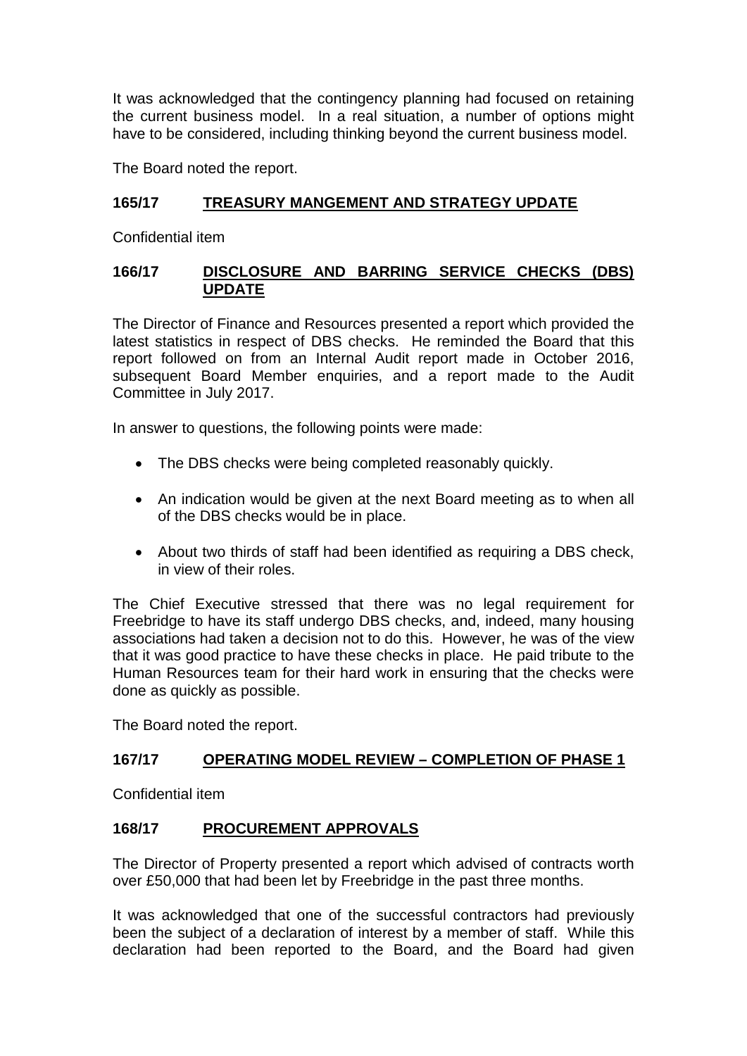It was acknowledged that the contingency planning had focused on retaining the current business model. In a real situation, a number of options might have to be considered, including thinking beyond the current business model.

The Board noted the report.

### 165/17 TREASURY MANGEMENT AND STRATEGY UPDATE

Confidential item

### 166/17 DISCLOSURE AND BARRING SERVICE CHECKS (DBS) UPDATE

The Director of Finance and Resources presented a report which provided the latest statistics in respect of DBS checks. He reminded the Board that this report followed on from an Internal Audit report made in October 2016, subsequent Board Member enquiries, and a report made to the Audit Committee in July 2017.

In answer to questions, the following points were made:

- The DBS checks were being completed reasonably quickly.
- An indication would be given at the next Board meeting as to when all of the DBS checks would be in place.
- About two thirds of staff had been identified as requiring a DBS check, in view of their roles.

The Chief Executive stressed that there was no legal requirement for Freebridge to have its staff undergo DBS checks, and, indeed, many housing associations had taken a decision not to do this. However, he was of the view that it was good practice to have these checks in place. He paid tribute to the Human Resources team for their hard work in ensuring that the checks were done as quickly as possible.

The Board noted the report.

### 167/17 OPERATING MODEL REVIEW – COMPLETION OF PHASE 1

Confidential item

### 168/17 PROCUREMENT APPROVALS

The Director of Property presented a report which advised of contracts worth over £50,000 that had been let by Freebridge in the past three months.

It was acknowledged that one of the successful contractors had previously been the subject of a declaration of interest by a member of staff. While this declaration had been reported to the Board, and the Board had given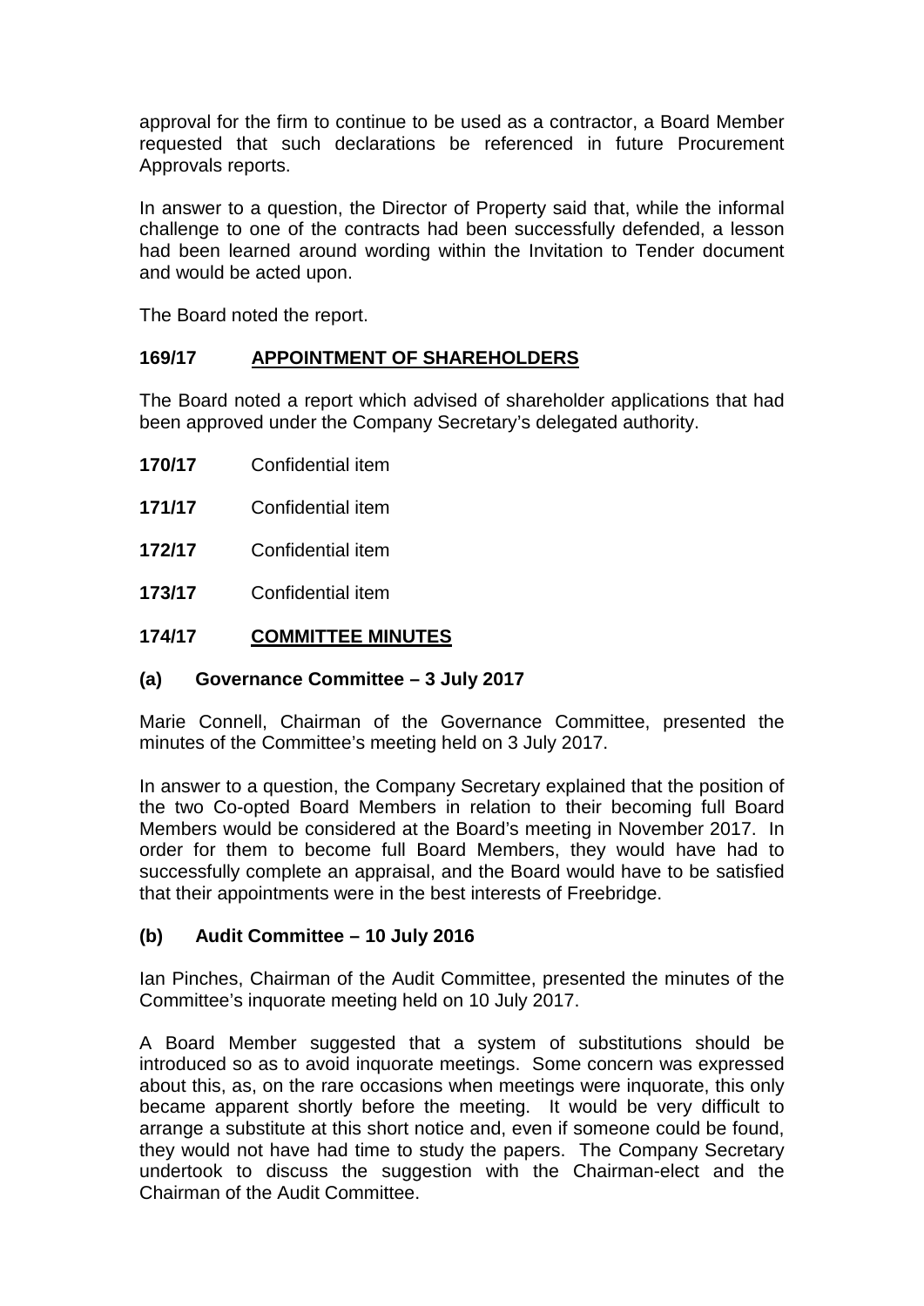approval for the firm to continue to be used as a contractor, a Board Member requested that such declarations be referenced in future Procurement Approvals reports.

In answer to a question, the Director of Property said that, while the informal challenge to one of the contracts had been successfully defended, a lesson had been learned around wording within the Invitation to Tender document and would be acted upon.

The Board noted the report.

## 169/17 APPOINTMENT OF SHAREHOLDERS

The Board noted a report which advised of shareholder applications that had been approved under the Company Secretary's delegated authority.

**170/17** Confidential item

**171/17** Confidential item

**172/17** Confidential item

**173/17** Confidential item

## 174/17 COMMITTEE MINUTES

### (a) Governance Committee – 3 July 2017

Marie Connell, Chairman of the Governance Committee, presented the minutes of the Committee's meeting held on 3 July 2017.

In answer to a question, the Company Secretary explained that the position of the two Co-opted Board Members in relation to their becoming full Board Members would be considered at the Board's meeting in November 2017. In order for them to become full Board Members, they would have had to successfully complete an appraisal, and the Board would have to be satisfied that their appointments were in the best interests of Freebridge.

### (b) Audit Committee – 10 July 2016

Ian Pinches, Chairman of the Audit Committee, presented the minutes of the Committee's inquorate meeting held on 10 July 2017.

A Board Member suggested that a system of substitutions should be introduced so as to avoid inquorate meetings. Some concern was expressed about this, as, on the rare occasions when meetings were inquorate, this only became apparent shortly before the meeting. It would be very difficult to arrange a substitute at this short notice and, even if someone could be found, they would not have had time to study the papers. The Company Secretary undertook to discuss the suggestion with the Chairman-elect and the Chairman of the Audit Committee.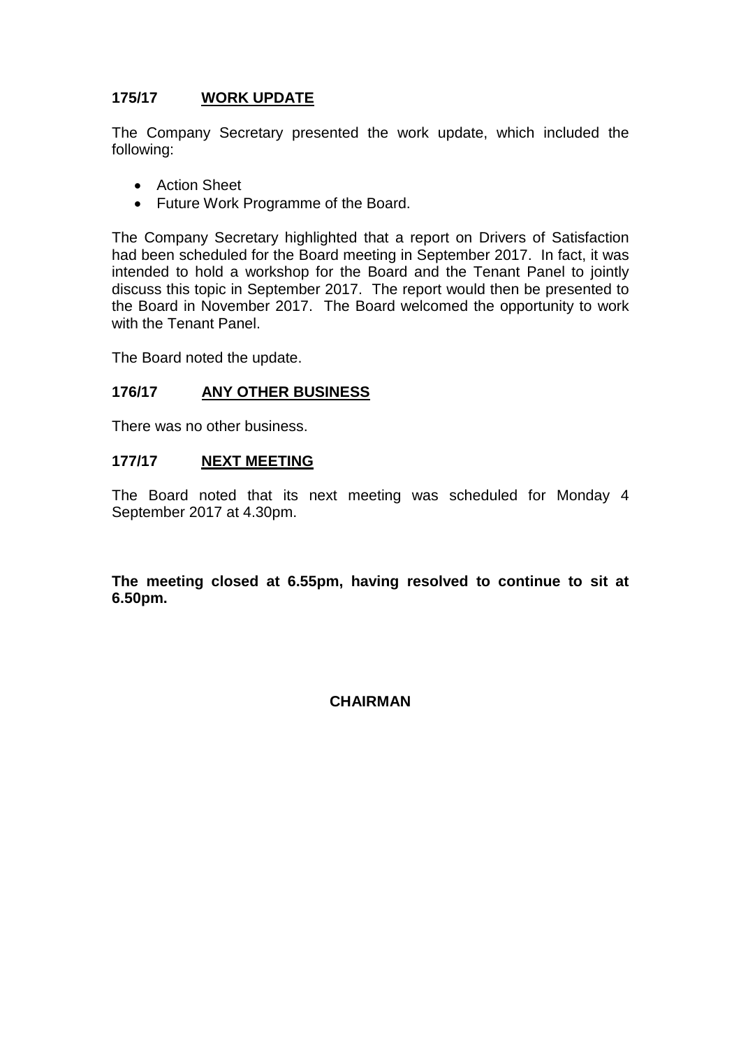## 175/17 <u>WORK UPDATE</u>

The Company Secretary presented the work update, which included the following:

- Action Sheet
- Future Work Programme of the Board.

The Company Secretary highlighted that a report on Drivers of Satisfaction had been scheduled for the Board meeting in September 2017. In fact, it was intended to hold a workshop for the Board and the Tenant Panel to jointly discuss this topic in September 2017. The report would then be presented to the Board in November 2017. The Board welcomed the opportunity to work with the Tenant Panel.

The Board noted the update.

## 176/17 <u>ANY OTHER BUSINESS</u>

There was no other business.

## 177/17 <u>NEXT MEETING</u>

The Board noted that its next meeting was scheduled for Monday 4 September 2017 at 4.30pm.

**The meeting closed at 6.55pm, having resolved to continue to sit at 6.50pm.**

**CHAIRMAN**